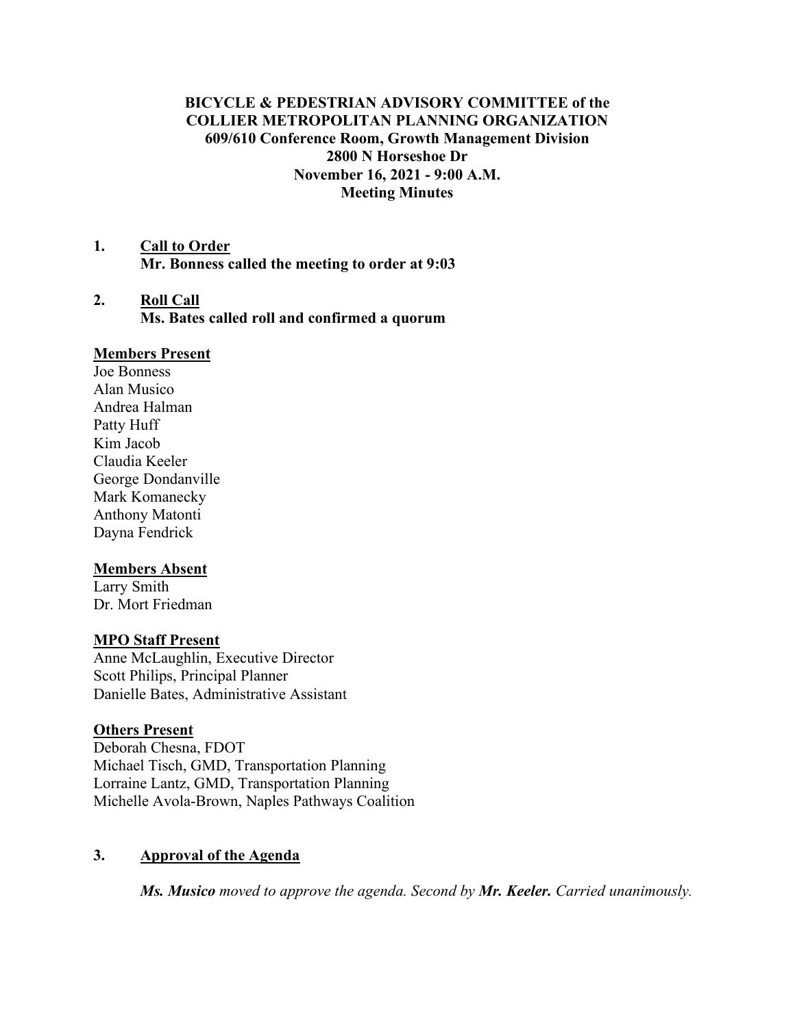**BICYCLE & PEDESTRIAN ADVISORY COMMITTEE of the COLLIER METROPOLITAN PLANNING ORGANIZATION**
**609/610 Conference Room, Growth Management Division**
**2800 N Horseshoe Dr**
**November 16, 2021 - 9:00 A.M.**
**Meeting Minutes**

**1. Call to Order**

**Mr. Bonness called the meeting to order at 9:03**

**2. Roll Call**

**Ms. Bates called roll and confirmed a quorum**

**Members Present**

Joe Bonness
Alan Musico
Andrea Halman
Patty Huff
Kim Jacob
Claudia Keeler
George Dondanville
Mark Komanecky
Anthony Matonti
Dayna Fendrick

**Members Absent**

Larry Smith
Dr. Mort Friedman

**MPO Staff Present**

Anne McLaughlin, Executive Director
Scott Philips, Principal Planner
Danielle Bates, Administrative Assistant

**Others Present**

Deborah Chesna, FDOT
Michael Tisch, GMD, Transportation Planning
Lorraine Lantz, GMD, Transportation Planning
Michelle Avola-Brown, Naples Pathways Coalition

**3. Approval of the Agenda**

***Ms. Musico*** *moved to approve the agenda. Second by* ***Mr. Keeler.*** *Carried unanimously.*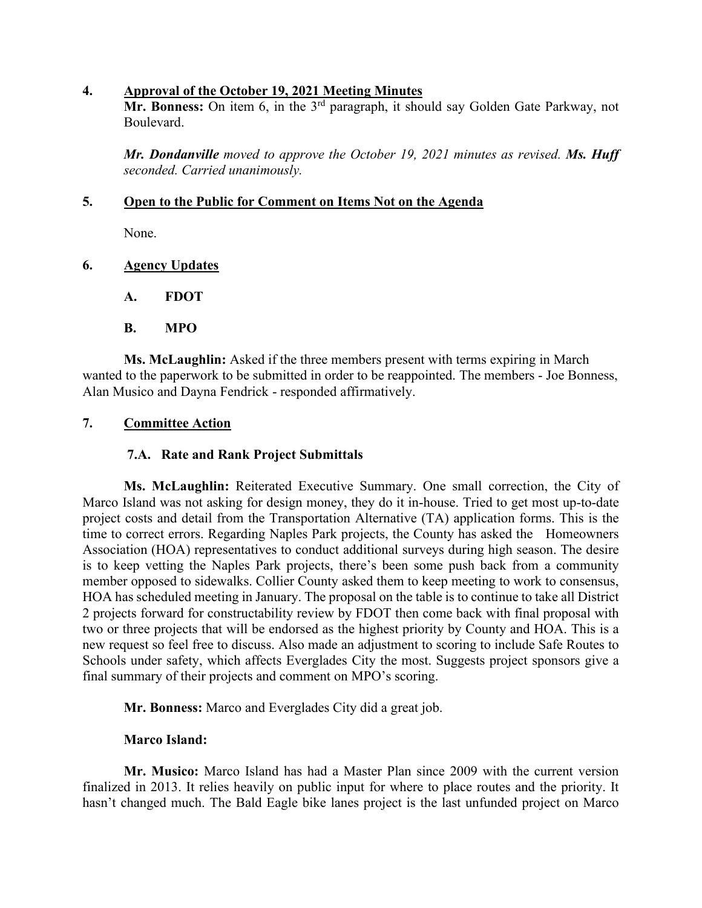## 4. Approval of the October 19, 2021 Meeting Minutes

**Mr. Bonness:** On item 6, in the 3rd paragraph, it should say Golden Gate Parkway, not Boulevard.

***Mr. Dondanville** moved to approve the October 19, 2021 minutes as revised. **Ms. Huff** seconded. Carried unanimously.*

## 5. Open to the Public for Comment on Items Not on the Agenda

None.

## 6. Agency Updates

### A. FDOT

### B. MPO

**Ms. McLaughlin:** Asked if the three members present with terms expiring in March wanted to the paperwork to be submitted in order to be reappointed. The members - Joe Bonness, Alan Musico and Dayna Fendrick - responded affirmatively.

## 7. Committee Action

### 7.A. Rate and Rank Project Submittals

**Ms. McLaughlin:** Reiterated Executive Summary. One small correction, the City of Marco Island was not asking for design money, they do it in-house. Tried to get most up-to-date project costs and detail from the Transportation Alternative (TA) application forms. This is the time to correct errors. Regarding Naples Park projects, the County has asked the Homeowners Association (HOA) representatives to conduct additional surveys during high season. The desire is to keep vetting the Naples Park projects, there's been some push back from a community member opposed to sidewalks. Collier County asked them to keep meeting to work to consensus, HOA has scheduled meeting in January. The proposal on the table is to continue to take all District 2 projects forward for constructability review by FDOT then come back with final proposal with two or three projects that will be endorsed as the highest priority by County and HOA. This is a new request so feel free to discuss. Also made an adjustment to scoring to include Safe Routes to Schools under safety, which affects Everglades City the most. Suggests project sponsors give a final summary of their projects and comment on MPO's scoring.

**Mr. Bonness:** Marco and Everglades City did a great job.

**Marco Island:**

**Mr. Musico:** Marco Island has had a Master Plan since 2009 with the current version finalized in 2013. It relies heavily on public input for where to place routes and the priority. It hasn't changed much. The Bald Eagle bike lanes project is the last unfunded project on Marco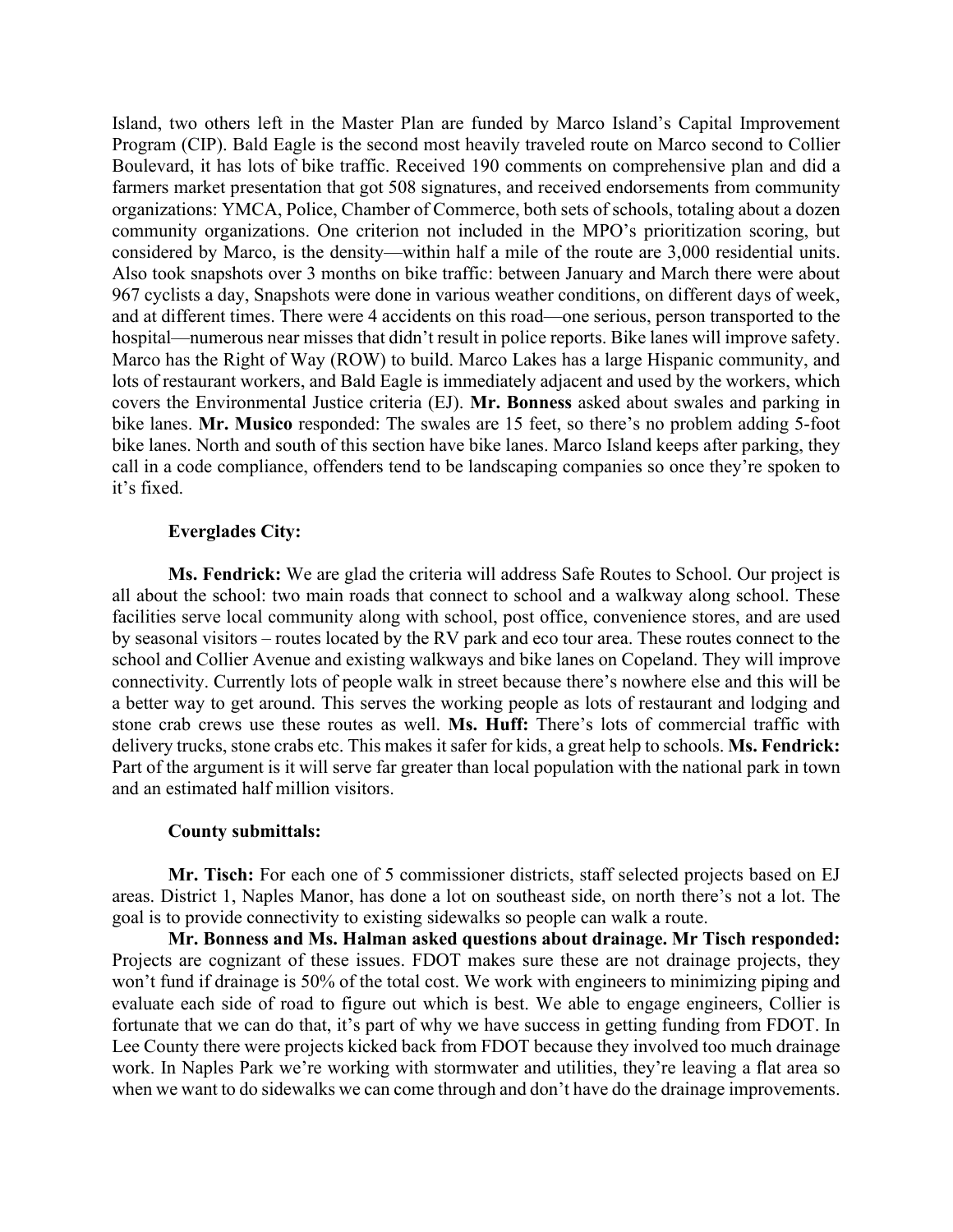Island, two others left in the Master Plan are funded by Marco Island's Capital Improvement Program (CIP). Bald Eagle is the second most heavily traveled route on Marco second to Collier Boulevard, it has lots of bike traffic. Received 190 comments on comprehensive plan and did a farmers market presentation that got 508 signatures, and received endorsements from community organizations: YMCA, Police, Chamber of Commerce, both sets of schools, totaling about a dozen community organizations. One criterion not included in the MPO's prioritization scoring, but considered by Marco, is the density—within half a mile of the route are 3,000 residential units. Also took snapshots over 3 months on bike traffic: between January and March there were about 967 cyclists a day, Snapshots were done in various weather conditions, on different days of week, and at different times. There were 4 accidents on this road—one serious, person transported to the hospital—numerous near misses that didn't result in police reports. Bike lanes will improve safety. Marco has the Right of Way (ROW) to build. Marco Lakes has a large Hispanic community, and lots of restaurant workers, and Bald Eagle is immediately adjacent and used by the workers, which covers the Environmental Justice criteria (EJ). **Mr. Bonness** asked about swales and parking in bike lanes. **Mr. Musico** responded: The swales are 15 feet, so there's no problem adding 5-foot bike lanes. North and south of this section have bike lanes. Marco Island keeps after parking, they call in a code compliance, offenders tend to be landscaping companies so once they're spoken to it's fixed.

**Everglades City:**

**Ms. Fendrick:** We are glad the criteria will address Safe Routes to School. Our project is all about the school: two main roads that connect to school and a walkway along school. These facilities serve local community along with school, post office, convenience stores, and are used by seasonal visitors – routes located by the RV park and eco tour area. These routes connect to the school and Collier Avenue and existing walkways and bike lanes on Copeland. They will improve connectivity. Currently lots of people walk in street because there's nowhere else and this will be a better way to get around. This serves the working people as lots of restaurant and lodging and stone crab crews use these routes as well. **Ms. Huff:** There's lots of commercial traffic with delivery trucks, stone crabs etc. This makes it safer for kids, a great help to schools. **Ms. Fendrick:** Part of the argument is it will serve far greater than local population with the national park in town and an estimated half million visitors.

**County submittals:**

**Mr. Tisch:** For each one of 5 commissioner districts, staff selected projects based on EJ areas. District 1, Naples Manor, has done a lot on southeast side, on north there's not a lot. The goal is to provide connectivity to existing sidewalks so people can walk a route.

**Mr. Bonness and Ms. Halman asked questions about drainage. Mr Tisch responded:** Projects are cognizant of these issues. FDOT makes sure these are not drainage projects, they won't fund if drainage is 50% of the total cost. We work with engineers to minimizing piping and evaluate each side of road to figure out which is best. We able to engage engineers, Collier is fortunate that we can do that, it's part of why we have success in getting funding from FDOT. In Lee County there were projects kicked back from FDOT because they involved too much drainage work. In Naples Park we're working with stormwater and utilities, they're leaving a flat area so when we want to do sidewalks we can come through and don't have do the drainage improvements.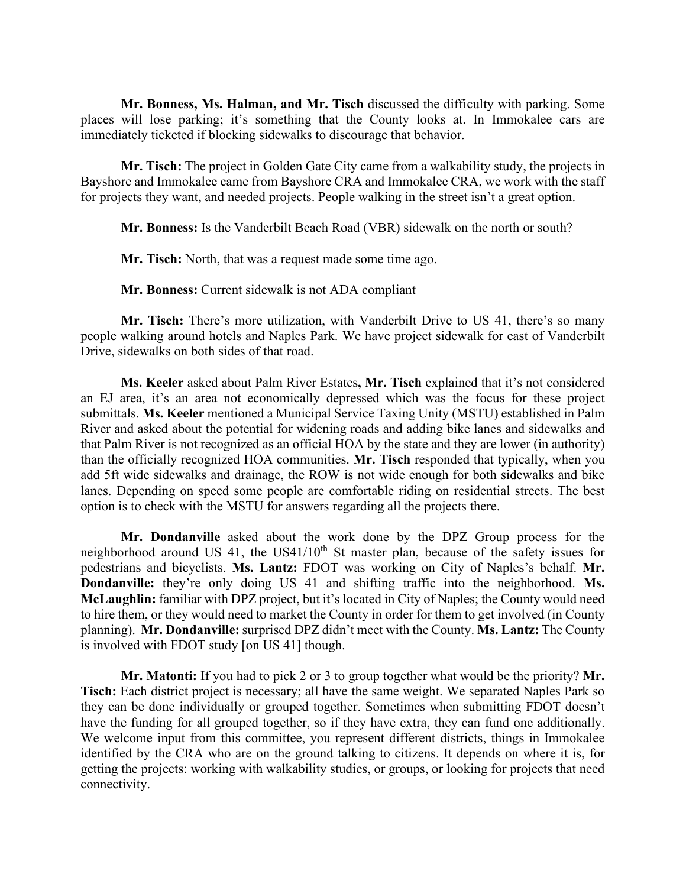**Mr. Bonness, Ms. Halman, and Mr. Tisch** discussed the difficulty with parking. Some places will lose parking; it's something that the County looks at. In Immokalee cars are immediately ticketed if blocking sidewalks to discourage that behavior.

**Mr. Tisch:** The project in Golden Gate City came from a walkability study, the projects in Bayshore and Immokalee came from Bayshore CRA and Immokalee CRA, we work with the staff for projects they want, and needed projects. People walking in the street isn't a great option.

**Mr. Bonness:** Is the Vanderbilt Beach Road (VBR) sidewalk on the north or south?

**Mr. Tisch:** North, that was a request made some time ago.

**Mr. Bonness:** Current sidewalk is not ADA compliant

**Mr. Tisch:** There's more utilization, with Vanderbilt Drive to US 41, there's so many people walking around hotels and Naples Park. We have project sidewalk for east of Vanderbilt Drive, sidewalks on both sides of that road.

**Ms. Keeler** asked about Palm River Estates**, Mr. Tisch** explained that it's not considered an EJ area, it's an area not economically depressed which was the focus for these project submittals. **Ms. Keeler** mentioned a Municipal Service Taxing Unity (MSTU) established in Palm River and asked about the potential for widening roads and adding bike lanes and sidewalks and that Palm River is not recognized as an official HOA by the state and they are lower (in authority) than the officially recognized HOA communities. **Mr. Tisch** responded that typically, when you add 5ft wide sidewalks and drainage, the ROW is not wide enough for both sidewalks and bike lanes. Depending on speed some people are comfortable riding on residential streets. The best option is to check with the MSTU for answers regarding all the projects there.

**Mr. Dondanville** asked about the work done by the DPZ Group process for the neighborhood around US 41, the US41/10th St master plan, because of the safety issues for pedestrians and bicyclists. **Ms. Lantz:** FDOT was working on City of Naples's behalf. **Mr. Dondanville:** they're only doing US 41 and shifting traffic into the neighborhood. **Ms. McLaughlin:** familiar with DPZ project, but it's located in City of Naples; the County would need to hire them, or they would need to market the County in order for them to get involved (in County planning). **Mr. Dondanville:** surprised DPZ didn't meet with the County. **Ms. Lantz:** The County is involved with FDOT study [on US 41] though.

**Mr. Matonti:** If you had to pick 2 or 3 to group together what would be the priority? **Mr. Tisch:** Each district project is necessary; all have the same weight. We separated Naples Park so they can be done individually or grouped together. Sometimes when submitting FDOT doesn't have the funding for all grouped together, so if they have extra, they can fund one additionally. We welcome input from this committee, you represent different districts, things in Immokalee identified by the CRA who are on the ground talking to citizens. It depends on where it is, for getting the projects: working with walkability studies, or groups, or looking for projects that need connectivity.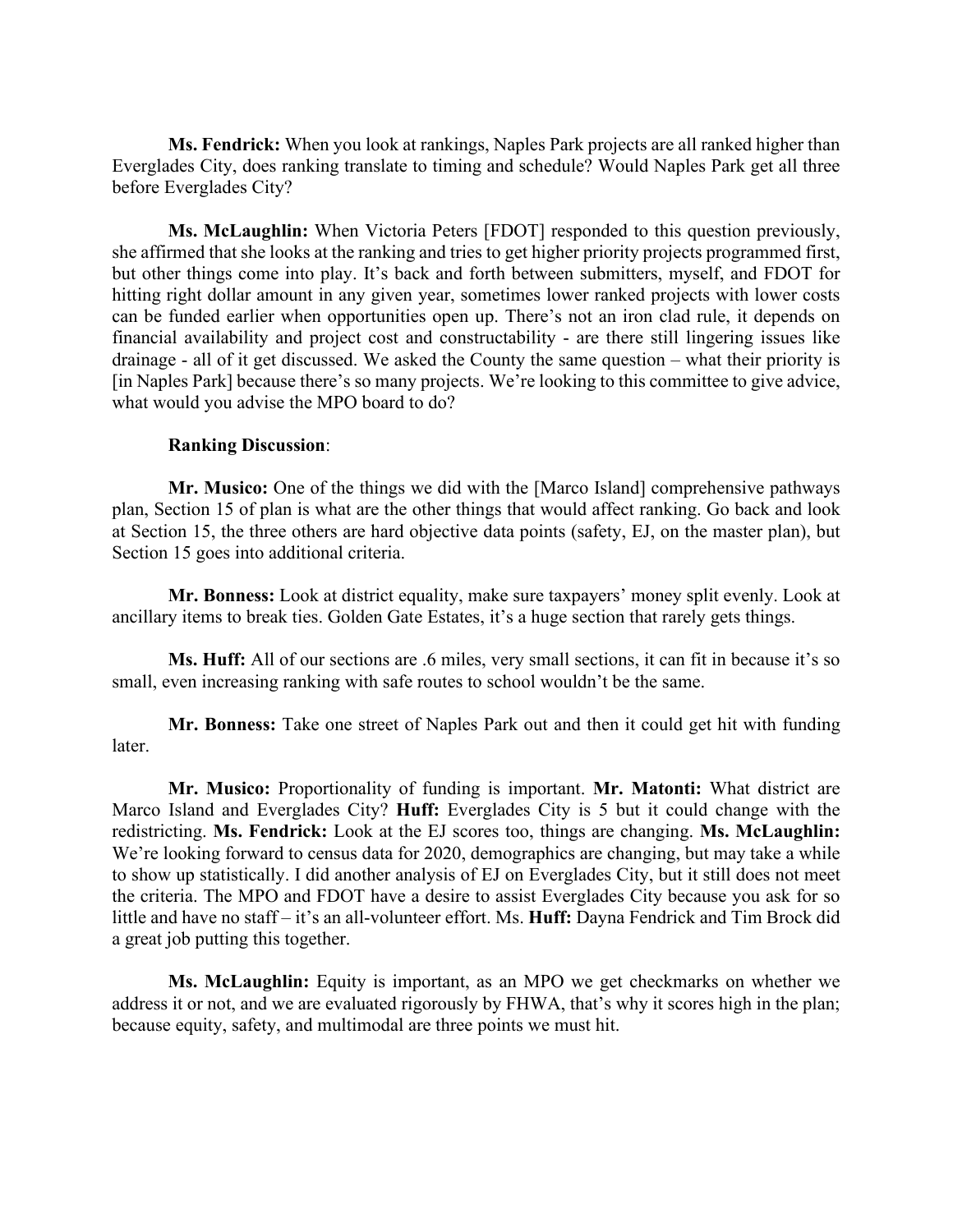**Ms. Fendrick:** When you look at rankings, Naples Park projects are all ranked higher than Everglades City, does ranking translate to timing and schedule? Would Naples Park get all three before Everglades City?

**Ms. McLaughlin:** When Victoria Peters [FDOT] responded to this question previously, she affirmed that she looks at the ranking and tries to get higher priority projects programmed first, but other things come into play. It's back and forth between submitters, myself, and FDOT for hitting right dollar amount in any given year, sometimes lower ranked projects with lower costs can be funded earlier when opportunities open up. There's not an iron clad rule, it depends on financial availability and project cost and constructability - are there still lingering issues like drainage - all of it get discussed. We asked the County the same question – what their priority is [in Naples Park] because there's so many projects. We're looking to this committee to give advice, what would you advise the MPO board to do?

**Ranking Discussion**:

**Mr. Musico:** One of the things we did with the [Marco Island] comprehensive pathways plan, Section 15 of plan is what are the other things that would affect ranking. Go back and look at Section 15, the three others are hard objective data points (safety, EJ, on the master plan), but Section 15 goes into additional criteria.

**Mr. Bonness:** Look at district equality, make sure taxpayers' money split evenly. Look at ancillary items to break ties. Golden Gate Estates, it's a huge section that rarely gets things.

**Ms. Huff:** All of our sections are .6 miles, very small sections, it can fit in because it's so small, even increasing ranking with safe routes to school wouldn't be the same.

**Mr. Bonness:** Take one street of Naples Park out and then it could get hit with funding later.

**Mr. Musico:** Proportionality of funding is important. **Mr. Matonti:** What district are Marco Island and Everglades City? **Huff:** Everglades City is 5 but it could change with the redistricting. **Ms. Fendrick:** Look at the EJ scores too, things are changing. **Ms. McLaughlin:** We're looking forward to census data for 2020, demographics are changing, but may take a while to show up statistically. I did another analysis of EJ on Everglades City, but it still does not meet the criteria. The MPO and FDOT have a desire to assist Everglades City because you ask for so little and have no staff – it's an all-volunteer effort. Ms. **Huff:** Dayna Fendrick and Tim Brock did a great job putting this together.

**Ms. McLaughlin:** Equity is important, as an MPO we get checkmarks on whether we address it or not, and we are evaluated rigorously by FHWA, that's why it scores high in the plan; because equity, safety, and multimodal are three points we must hit.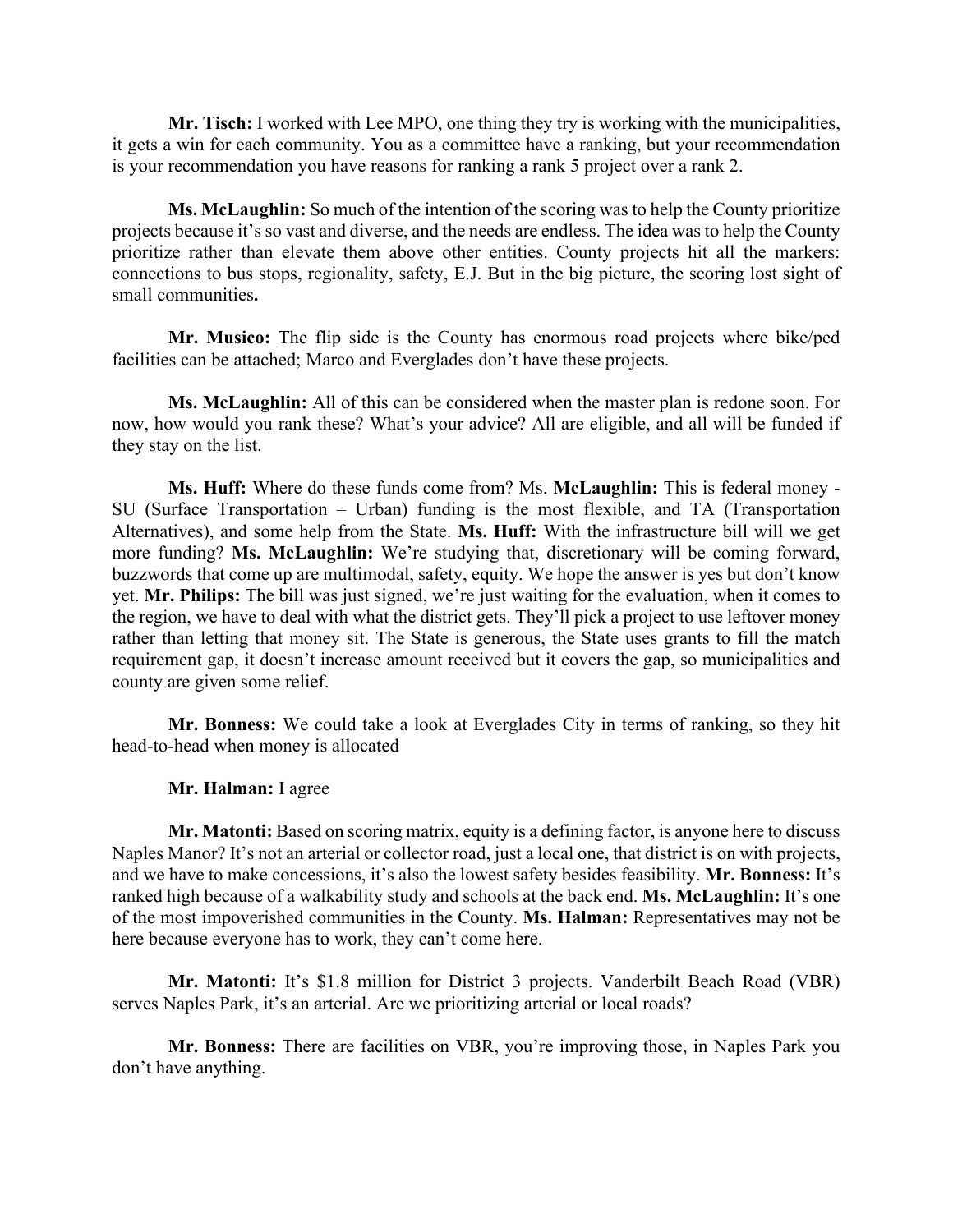**Mr. Tisch:** I worked with Lee MPO, one thing they try is working with the municipalities, it gets a win for each community. You as a committee have a ranking, but your recommendation is your recommendation you have reasons for ranking a rank 5 project over a rank 2.

**Ms. McLaughlin:** So much of the intention of the scoring was to help the County prioritize projects because it's so vast and diverse, and the needs are endless. The idea was to help the County prioritize rather than elevate them above other entities. County projects hit all the markers: connections to bus stops, regionality, safety, E.J. But in the big picture, the scoring lost sight of small communities**.**

**Mr. Musico:** The flip side is the County has enormous road projects where bike/ped facilities can be attached; Marco and Everglades don't have these projects.

**Ms. McLaughlin:** All of this can be considered when the master plan is redone soon. For now, how would you rank these? What's your advice? All are eligible, and all will be funded if they stay on the list.

**Ms. Huff:** Where do these funds come from? Ms. **McLaughlin:** This is federal money - SU (Surface Transportation – Urban) funding is the most flexible, and TA (Transportation Alternatives), and some help from the State. **Ms. Huff:** With the infrastructure bill will we get more funding? **Ms. McLaughlin:** We're studying that, discretionary will be coming forward, buzzwords that come up are multimodal, safety, equity. We hope the answer is yes but don't know yet. **Mr. Philips:** The bill was just signed, we're just waiting for the evaluation, when it comes to the region, we have to deal with what the district gets. They'll pick a project to use leftover money rather than letting that money sit. The State is generous, the State uses grants to fill the match requirement gap, it doesn't increase amount received but it covers the gap, so municipalities and county are given some relief.

**Mr. Bonness:** We could take a look at Everglades City in terms of ranking, so they hit head-to-head when money is allocated

**Mr. Halman:** I agree

**Mr. Matonti:** Based on scoring matrix, equity is a defining factor, is anyone here to discuss Naples Manor? It's not an arterial or collector road, just a local one, that district is on with projects, and we have to make concessions, it's also the lowest safety besides feasibility. **Mr. Bonness:** It's ranked high because of a walkability study and schools at the back end. **Ms. McLaughlin:** It's one of the most impoverished communities in the County. **Ms. Halman:** Representatives may not be here because everyone has to work, they can't come here.

**Mr. Matonti:** It's \$1.8 million for District 3 projects. Vanderbilt Beach Road (VBR) serves Naples Park, it's an arterial. Are we prioritizing arterial or local roads?

**Mr. Bonness:** There are facilities on VBR, you're improving those, in Naples Park you don't have anything.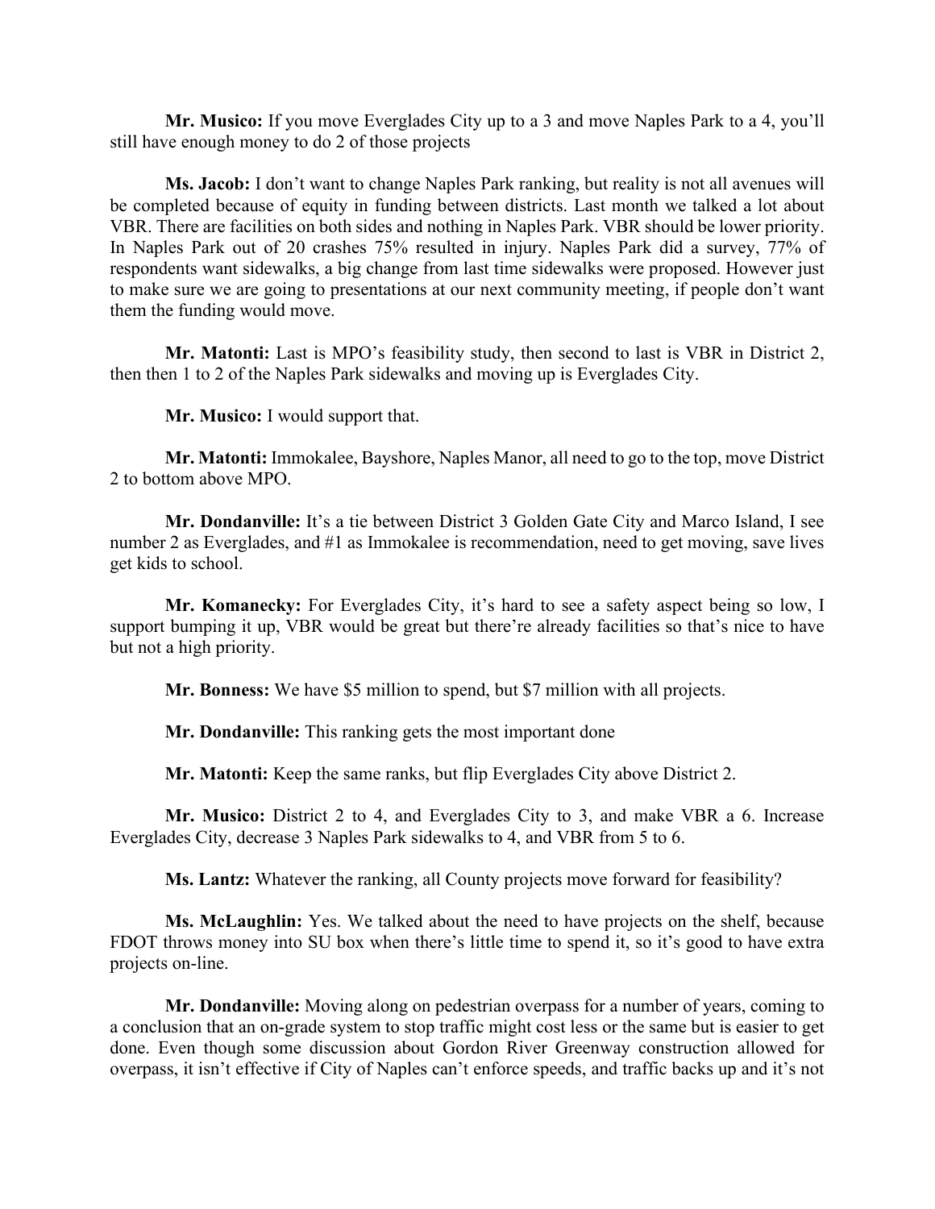**Mr. Musico:** If you move Everglades City up to a 3 and move Naples Park to a 4, you'll still have enough money to do 2 of those projects

**Ms. Jacob:** I don't want to change Naples Park ranking, but reality is not all avenues will be completed because of equity in funding between districts. Last month we talked a lot about VBR. There are facilities on both sides and nothing in Naples Park. VBR should be lower priority. In Naples Park out of 20 crashes 75% resulted in injury. Naples Park did a survey, 77% of respondents want sidewalks, a big change from last time sidewalks were proposed. However just to make sure we are going to presentations at our next community meeting, if people don't want them the funding would move.

**Mr. Matonti:** Last is MPO's feasibility study, then second to last is VBR in District 2, then then 1 to 2 of the Naples Park sidewalks and moving up is Everglades City.

**Mr. Musico:** I would support that.

**Mr. Matonti:** Immokalee, Bayshore, Naples Manor, all need to go to the top, move District 2 to bottom above MPO.

**Mr. Dondanville:** It's a tie between District 3 Golden Gate City and Marco Island, I see number 2 as Everglades, and #1 as Immokalee is recommendation, need to get moving, save lives get kids to school.

**Mr. Komanecky:** For Everglades City, it's hard to see a safety aspect being so low, I support bumping it up, VBR would be great but there're already facilities so that's nice to have but not a high priority.

**Mr. Bonness:** We have $5 million to spend, but $7 million with all projects.

**Mr. Dondanville:** This ranking gets the most important done

**Mr. Matonti:** Keep the same ranks, but flip Everglades City above District 2.

**Mr. Musico:** District 2 to 4, and Everglades City to 3, and make VBR a 6. Increase Everglades City, decrease 3 Naples Park sidewalks to 4, and VBR from 5 to 6.

**Ms. Lantz:** Whatever the ranking, all County projects move forward for feasibility?

**Ms. McLaughlin:** Yes. We talked about the need to have projects on the shelf, because FDOT throws money into SU box when there's little time to spend it, so it's good to have extra projects on-line.

**Mr. Dondanville:** Moving along on pedestrian overpass for a number of years, coming to a conclusion that an on-grade system to stop traffic might cost less or the same but is easier to get done. Even though some discussion about Gordon River Greenway construction allowed for overpass, it isn't effective if City of Naples can't enforce speeds, and traffic backs up and it's not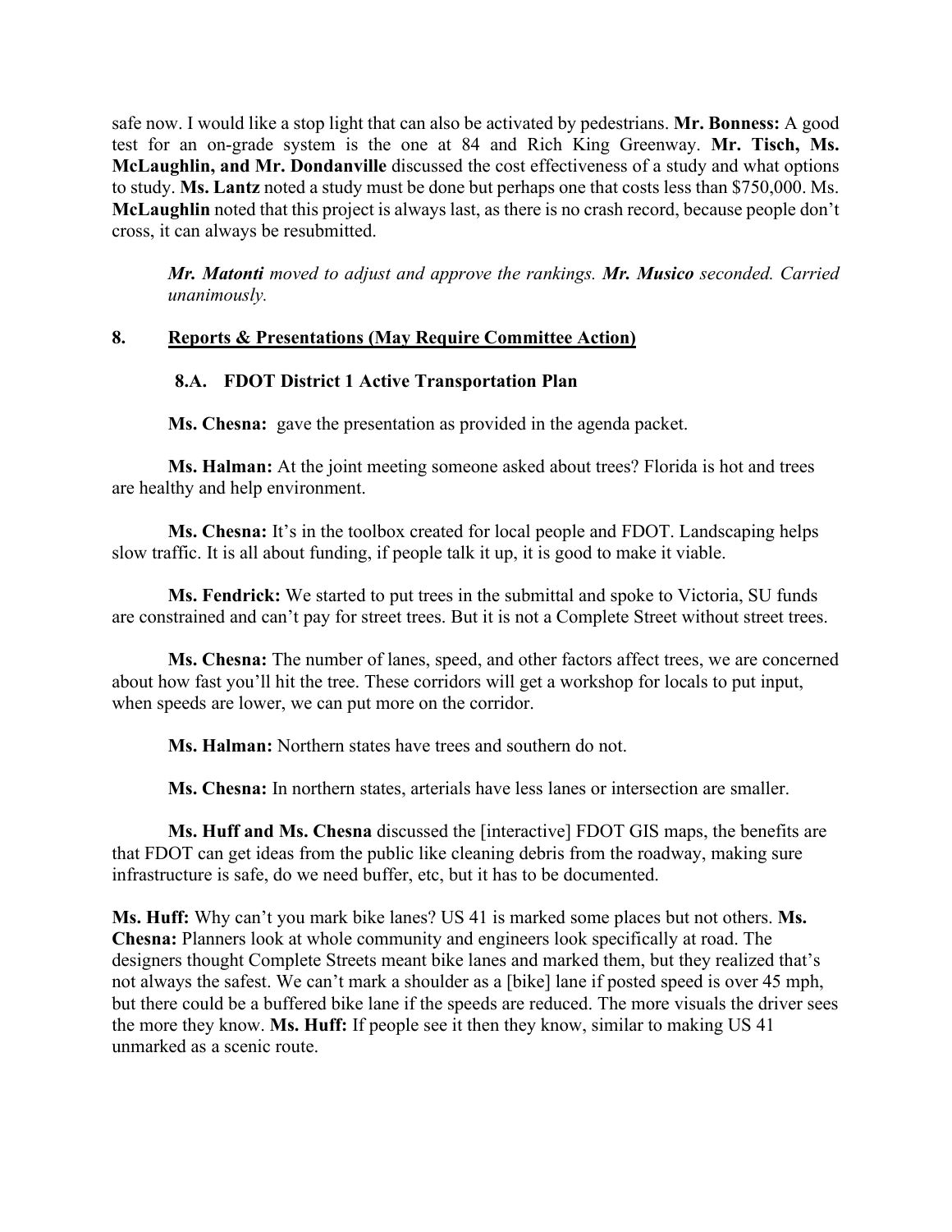safe now. I would like a stop light that can also be activated by pedestrians. **Mr. Bonness:** A good test for an on-grade system is the one at 84 and Rich King Greenway. **Mr. Tisch, Ms. McLaughlin, and Mr. Dondanville** discussed the cost effectiveness of a study and what options to study. **Ms. Lantz** noted a study must be done but perhaps one that costs less than $750,000. Ms. **McLaughlin** noted that this project is always last, as there is no crash record, because people don't cross, it can always be resubmitted.

> *Mr. Matonti moved to adjust and approve the rankings. **Mr. Musico** seconded. Carried unanimously.*

## 8. Reports & Presentations (May Require Committee Action)

### 8.A. FDOT District 1 Active Transportation Plan

**Ms. Chesna:** gave the presentation as provided in the agenda packet.

**Ms. Halman:** At the joint meeting someone asked about trees? Florida is hot and trees are healthy and help environment.

**Ms. Chesna:** It's in the toolbox created for local people and FDOT. Landscaping helps slow traffic. It is all about funding, if people talk it up, it is good to make it viable.

**Ms. Fendrick:** We started to put trees in the submittal and spoke to Victoria, SU funds are constrained and can't pay for street trees. But it is not a Complete Street without street trees.

**Ms. Chesna:** The number of lanes, speed, and other factors affect trees, we are concerned about how fast you'll hit the tree. These corridors will get a workshop for locals to put input, when speeds are lower, we can put more on the corridor.

**Ms. Halman:** Northern states have trees and southern do not.

**Ms. Chesna:** In northern states, arterials have less lanes or intersection are smaller.

**Ms. Huff and Ms. Chesna** discussed the [interactive] FDOT GIS maps, the benefits are that FDOT can get ideas from the public like cleaning debris from the roadway, making sure infrastructure is safe, do we need buffer, etc, but it has to be documented.

**Ms. Huff:** Why can't you mark bike lanes? US 41 is marked some places but not others. **Ms. Chesna:** Planners look at whole community and engineers look specifically at road. The designers thought Complete Streets meant bike lanes and marked them, but they realized that's not always the safest. We can't mark a shoulder as a [bike] lane if posted speed is over 45 mph, but there could be a buffered bike lane if the speeds are reduced. The more visuals the driver sees the more they know. **Ms. Huff:** If people see it then they know, similar to making US 41 unmarked as a scenic route.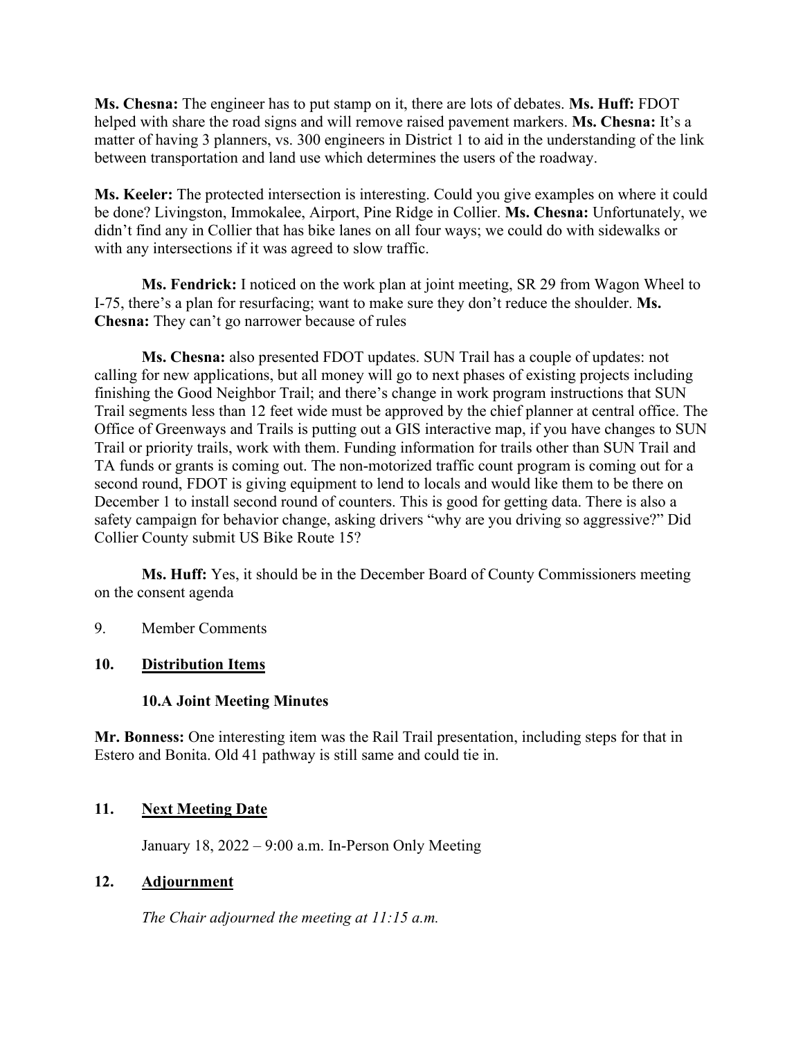**Ms. Chesna:** The engineer has to put stamp on it, there are lots of debates. **Ms. Huff:** FDOT helped with share the road signs and will remove raised pavement markers. **Ms. Chesna:** It's a matter of having 3 planners, vs. 300 engineers in District 1 to aid in the understanding of the link between transportation and land use which determines the users of the roadway.

**Ms. Keeler:** The protected intersection is interesting. Could you give examples on where it could be done? Livingston, Immokalee, Airport, Pine Ridge in Collier. **Ms. Chesna:** Unfortunately, we didn't find any in Collier that has bike lanes on all four ways; we could do with sidewalks or with any intersections if it was agreed to slow traffic.

**Ms. Fendrick:** I noticed on the work plan at joint meeting, SR 29 from Wagon Wheel to I-75, there's a plan for resurfacing; want to make sure they don't reduce the shoulder. **Ms. Chesna:** They can't go narrower because of rules

**Ms. Chesna:** also presented FDOT updates. SUN Trail has a couple of updates: not calling for new applications, but all money will go to next phases of existing projects including finishing the Good Neighbor Trail; and there's change in work program instructions that SUN Trail segments less than 12 feet wide must be approved by the chief planner at central office. The Office of Greenways and Trails is putting out a GIS interactive map, if you have changes to SUN Trail or priority trails, work with them. Funding information for trails other than SUN Trail and TA funds or grants is coming out. The non-motorized traffic count program is coming out for a second round, FDOT is giving equipment to lend to locals and would like them to be there on December 1 to install second round of counters. This is good for getting data. There is also a safety campaign for behavior change, asking drivers "why are you driving so aggressive?" Did Collier County submit US Bike Route 15?

**Ms. Huff:** Yes, it should be in the December Board of County Commissioners meeting on the consent agenda

9. Member Comments

## 10. Distribution Items

### 10.A Joint Meeting Minutes

**Mr. Bonness:** One interesting item was the Rail Trail presentation, including steps for that in Estero and Bonita. Old 41 pathway is still same and could tie in.

## 11. Next Meeting Date

January 18, 2022 – 9:00 a.m. In-Person Only Meeting

## 12. Adjournment

*The Chair adjourned the meeting at 11:15 a.m.*